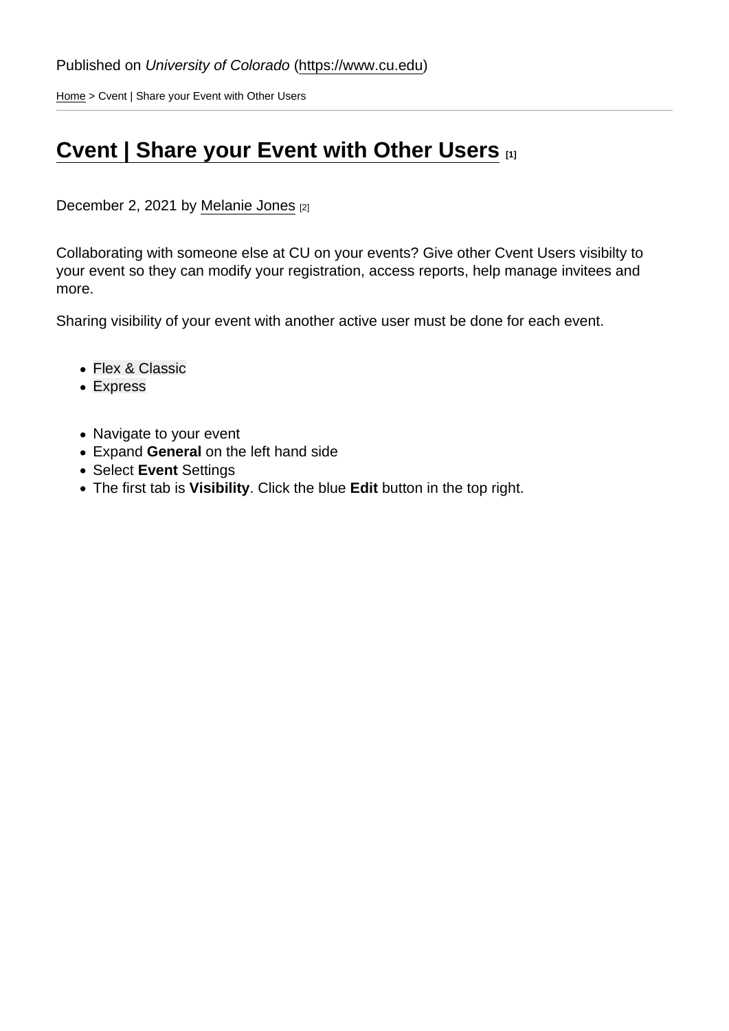Published on *University of Colorado* (https://www.cu.edu)

Home > Cvent | Share your Event with Other Users

# Cvent | Share your Event with Other Users [1]

December 2, 2021 by Melanie Jones [2]

Collaborating with someone else at CU on your events? Give other Cvent Users visibilty to your event so they can modify your registration, access reports, help manage invitees and more.

Sharing visibility of your event with another active user must be done for each event.

- Flex & Classic
- Express

- Navigate to your event
- Expand **General** on the left hand side
- Select **Event** Settings
- The first tab is **Visibility**. Click the blue **Edit** button in the top right.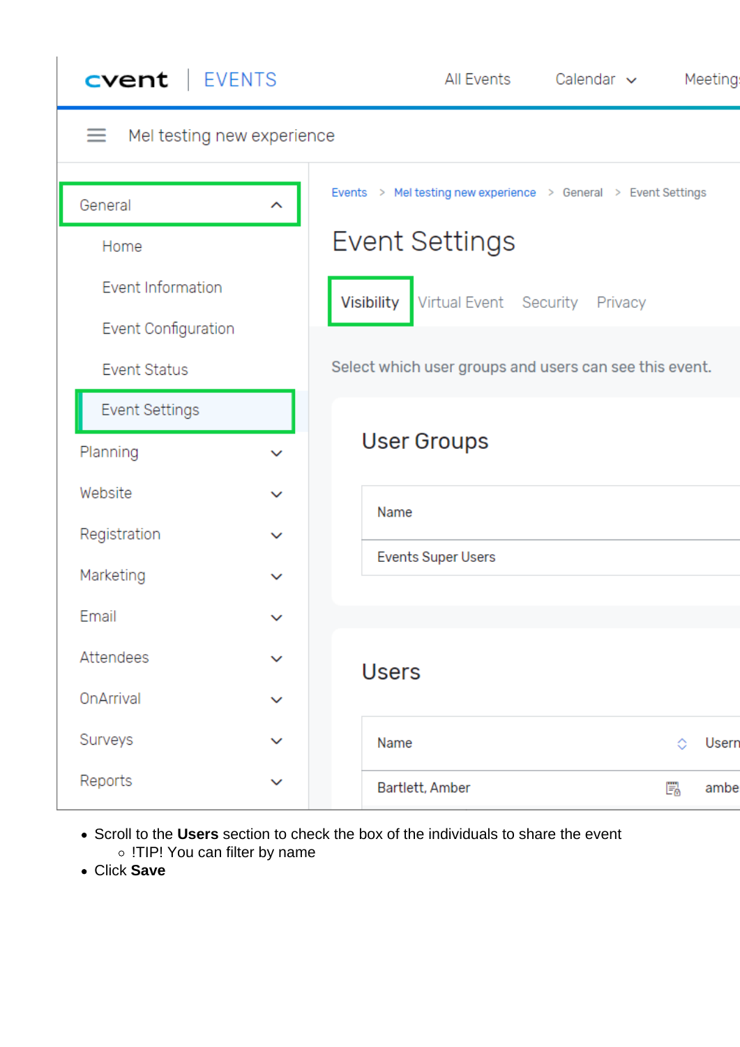- Scroll to the **Users** section to check the box of the individuals to share the event
  - !TIP! You can filter by name
- Click **Save**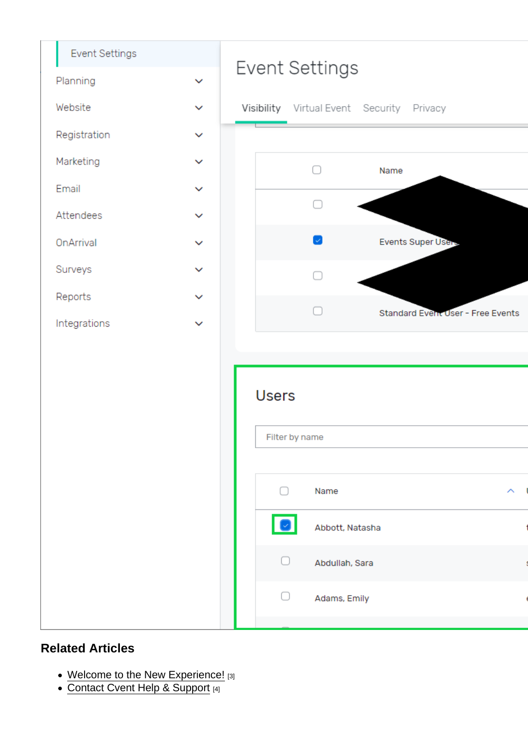## Related Articles

- Welcome to the New Experience! [3]
- Contact Cvent Help & Support [4]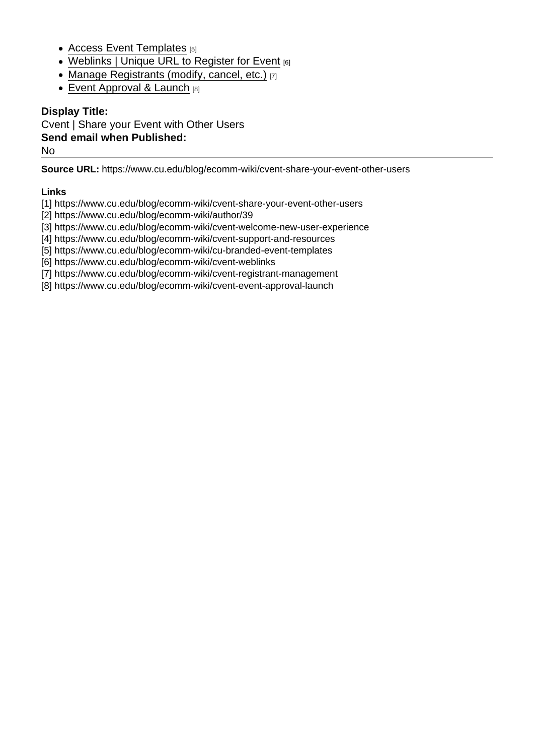- Access Event Templates [5]
- Weblinks | Unique URL to Register for Event [6]
- Manage Registrants (modify, cancel, etc.) [7]
- Event Approval & Launch [8]

**Display Title:**
Cvent | Share your Event with Other Users
**Send email when Published:**
No

---

**Source URL:** https://www.cu.edu/blog/ecomm-wiki/cvent-share-your-event-other-users

**Links**
[1] https://www.cu.edu/blog/ecomm-wiki/cvent-share-your-event-other-users
[2] https://www.cu.edu/blog/ecomm-wiki/author/39
[3] https://www.cu.edu/blog/ecomm-wiki/cvent-welcome-new-user-experience
[4] https://www.cu.edu/blog/ecomm-wiki/cvent-support-and-resources
[5] https://www.cu.edu/blog/ecomm-wiki/cu-branded-event-templates
[6] https://www.cu.edu/blog/ecomm-wiki/cvent-weblinks
[7] https://www.cu.edu/blog/ecomm-wiki/cvent-registrant-management
[8] https://www.cu.edu/blog/ecomm-wiki/cvent-event-approval-launch